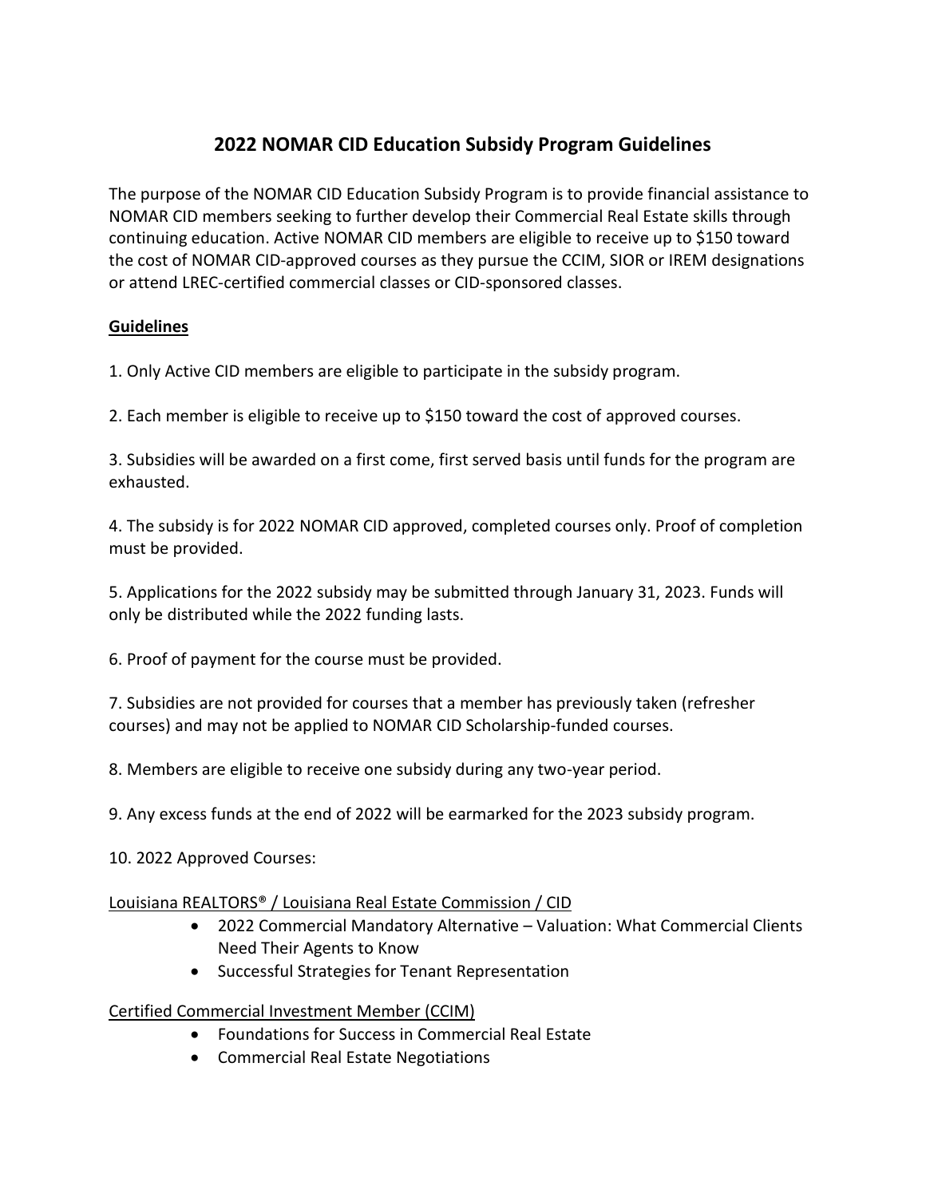# 2022 NOMAR CID Education Subsidy Program Guidelines

The purpose of the NOMAR CID Education Subsidy Program is to provide financial assistance to NOMAR CID members seeking to further develop their Commercial Real Estate skills through continuing education. Active NOMAR CID members are eligible to receive up to $150 toward the cost of NOMAR CID-approved courses as they pursue the CCIM, SIOR or IREM designations or attend LREC-certified commercial classes or CID-sponsored classes.

**Guidelines**

1. Only Active CID members are eligible to participate in the subsidy program.

2. Each member is eligible to receive up to $150 toward the cost of approved courses.

3. Subsidies will be awarded on a first come, first served basis until funds for the program are exhausted.

4. The subsidy is for 2022 NOMAR CID approved, completed courses only. Proof of completion must be provided.

5. Applications for the 2022 subsidy may be submitted through January 31, 2023. Funds will only be distributed while the 2022 funding lasts.

6. Proof of payment for the course must be provided.

7. Subsidies are not provided for courses that a member has previously taken (refresher courses) and may not be applied to NOMAR CID Scholarship-funded courses.

8. Members are eligible to receive one subsidy during any two-year period.

9. Any excess funds at the end of 2022 will be earmarked for the 2023 subsidy program.

10. 2022 Approved Courses:

Louisiana REALTORS® / Louisiana Real Estate Commission / CID

- 2022 Commercial Mandatory Alternative – Valuation: What Commercial Clients Need Their Agents to Know
- Successful Strategies for Tenant Representation

Certified Commercial Investment Member (CCIM)

- Foundations for Success in Commercial Real Estate
- Commercial Real Estate Negotiations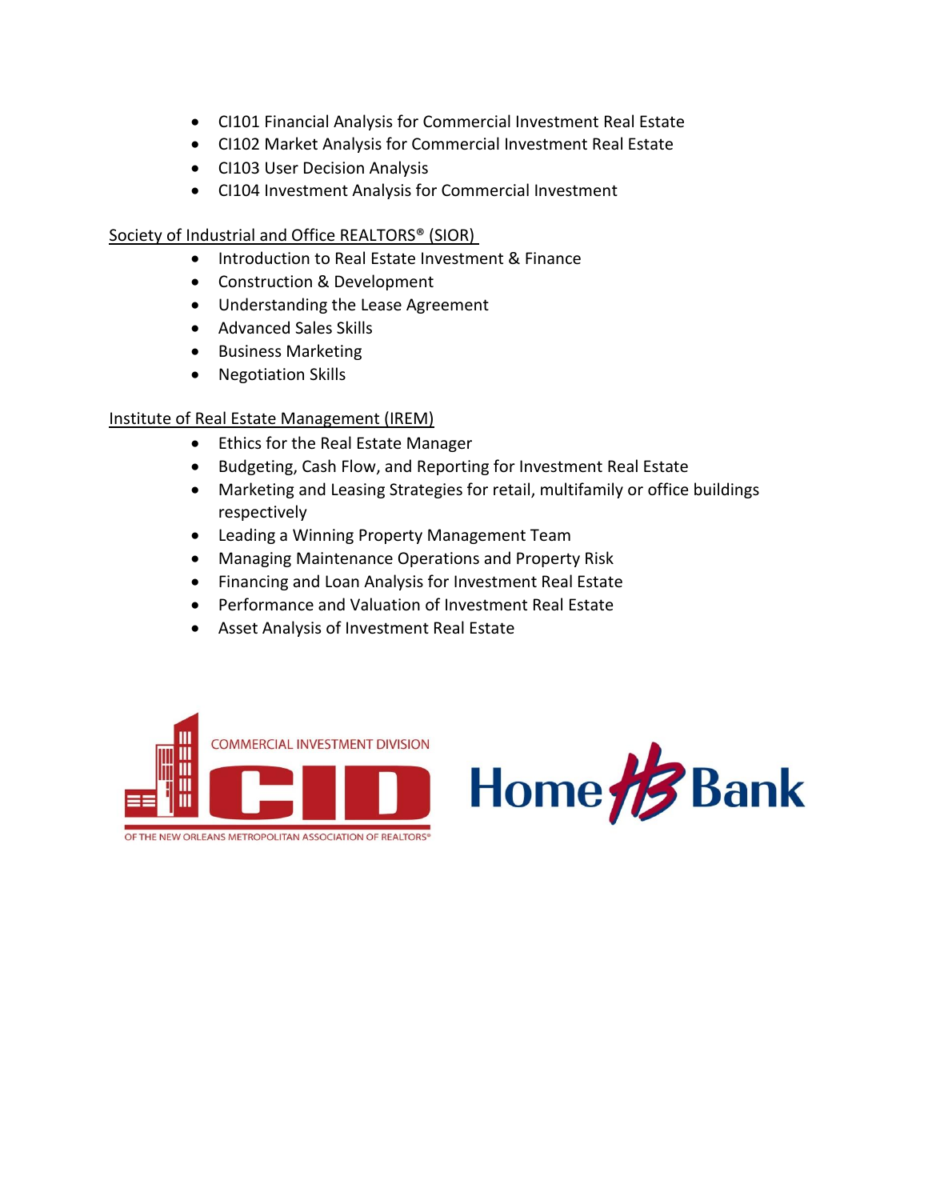- CI101 Financial Analysis for Commercial Investment Real Estate
- CI102 Market Analysis for Commercial Investment Real Estate
- CI103 User Decision Analysis
- CI104 Investment Analysis for Commercial Investment

Society of Industrial and Office REALTORS® (SIOR)

- Introduction to Real Estate Investment & Finance
- Construction & Development
- Understanding the Lease Agreement
- Advanced Sales Skills
- Business Marketing
- Negotiation Skills

Institute of Real Estate Management (IREM)

- Ethics for the Real Estate Manager
- Budgeting, Cash Flow, and Reporting for Investment Real Estate
- Marketing and Leasing Strategies for retail, multifamily or office buildings respectively
- Leading a Winning Property Management Team
- Managing Maintenance Operations and Property Risk
- Financing and Loan Analysis for Investment Real Estate
- Performance and Valuation of Investment Real Estate
- Asset Analysis of Investment Real Estate

COMMERCIAL INVESTMENT DIVISION
CID
OF THE NEW ORLEANS METROPOLITAN ASSOCIATION OF REALTORS®

Home HB Bank